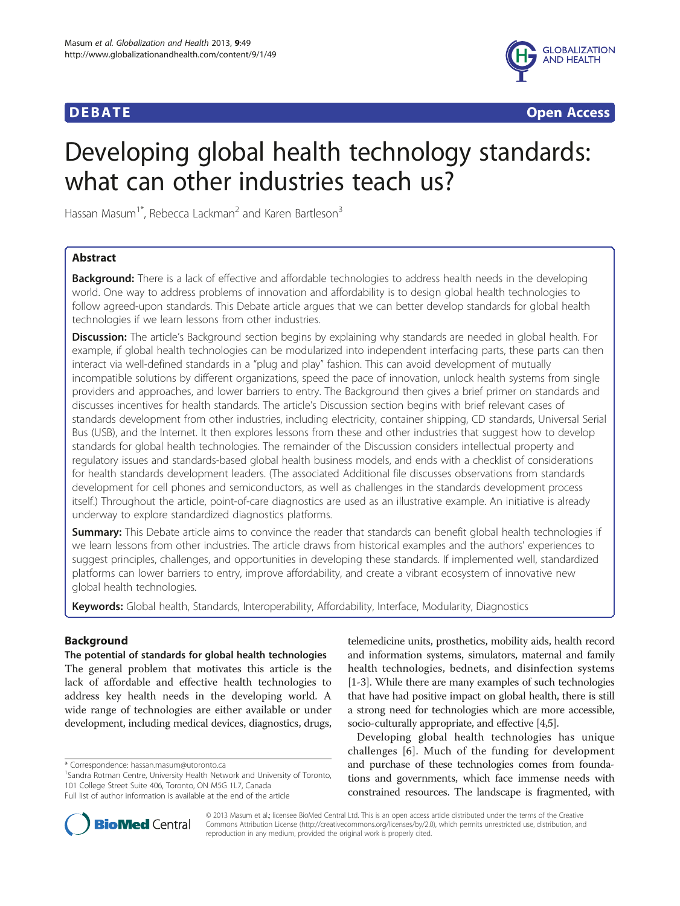**DEBATE** **Open Access**

# Developing global health technology standards: what can other industries teach us?

Hassan Masum[1*], Rebecca Lackman[2] and Karen Bartleson[3]

## Abstract

**Background:** There is a lack of effective and affordable technologies to address health needs in the developing world. One way to address problems of innovation and affordability is to design global health technologies to follow agreed-upon standards. This Debate article argues that we can better develop standards for global health technologies if we learn lessons from other industries.

**Discussion:** The article's Background section begins by explaining why standards are needed in global health. For example, if global health technologies can be modularized into independent interfacing parts, these parts can then interact via well-defined standards in a "plug and play" fashion. This can avoid development of mutually incompatible solutions by different organizations, speed the pace of innovation, unlock health systems from single providers and approaches, and lower barriers to entry. The Background then gives a brief primer on standards and discusses incentives for health standards. The article's Discussion section begins with brief relevant cases of standards development from other industries, including electricity, container shipping, CD standards, Universal Serial Bus (USB), and the Internet. It then explores lessons from these and other industries that suggest how to develop standards for global health technologies. The remainder of the Discussion considers intellectual property and regulatory issues and standards-based global health business models, and ends with a checklist of considerations for health standards development leaders. (The associated Additional file discusses observations from standards development for cell phones and semiconductors, as well as challenges in the standards development process itself.) Throughout the article, point-of-care diagnostics are used as an illustrative example. An initiative is already underway to explore standardized diagnostics platforms.

**Summary:** This Debate article aims to convince the reader that standards can benefit global health technologies if we learn lessons from other industries. The article draws from historical examples and the authors' experiences to suggest principles, challenges, and opportunities in developing these standards. If implemented well, standardized platforms can lower barriers to entry, improve affordability, and create a vibrant ecosystem of innovative new global health technologies.

**Keywords:** Global health, Standards, Interoperability, Affordability, Interface, Modularity, Diagnostics

## Background

### The potential of standards for global health technologies

The general problem that motivates this article is the lack of affordable and effective health technologies to address key health needs in the developing world. A wide range of technologies are either available or under development, including medical devices, diagnostics, drugs, telemedicine units, prosthetics, mobility aids, health record and information systems, simulators, maternal and family health technologies, bednets, and disinfection systems [1-3]. While there are many examples of such technologies that have had positive impact on global health, there is still a strong need for technologies which are more accessible, socio-culturally appropriate, and effective [4,5].

Developing global health technologies has unique challenges [6]. Much of the funding for development and purchase of these technologies comes from foundations and governments, which face immense needs with constrained resources. The landscape is fragmented, with

\* Correspondence: hassan.masum@utoronto.ca
[1]Sandra Rotman Centre, University Health Network and University of Toronto, 101 College Street Suite 406, Toronto, ON M5G 1L7, Canada
Full list of author information is available at the end of the article

© 2013 Masum et al.; licensee BioMed Central Ltd. This is an open access article distributed under the terms of the Creative Commons Attribution License (http://creativecommons.org/licenses/by/2.0), which permits unrestricted use, distribution, and reproduction in any medium, provided the original work is properly cited.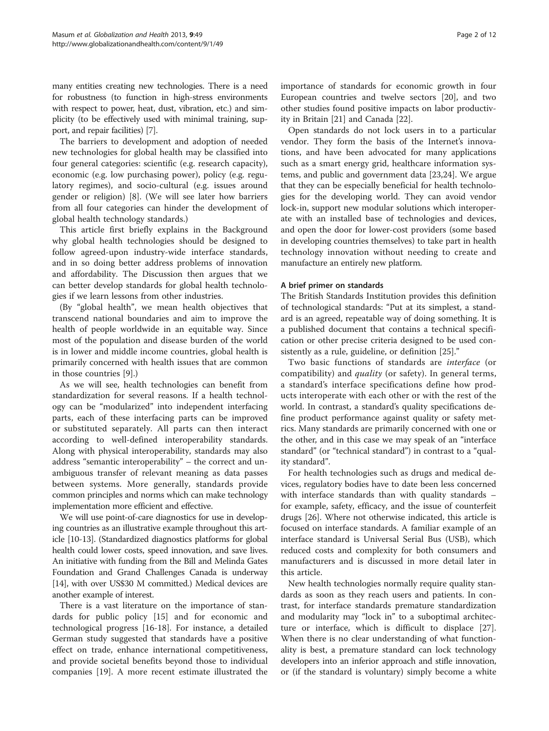many entities creating new technologies. There is a need for robustness (to function in high-stress environments with respect to power, heat, dust, vibration, etc.) and simplicity (to be effectively used with minimal training, support, and repair facilities) [7].

The barriers to development and adoption of needed new technologies for global health may be classified into four general categories: scientific (e.g. research capacity), economic (e.g. low purchasing power), policy (e.g. regulatory regimes), and socio-cultural (e.g. issues around gender or religion) [8]. (We will see later how barriers from all four categories can hinder the development of global health technology standards.)

This article first briefly explains in the Background why global health technologies should be designed to follow agreed-upon industry-wide interface standards, and in so doing better address problems of innovation and affordability. The Discussion then argues that we can better develop standards for global health technologies if we learn lessons from other industries.

(By "global health", we mean health objectives that transcend national boundaries and aim to improve the health of people worldwide in an equitable way. Since most of the population and disease burden of the world is in lower and middle income countries, global health is primarily concerned with health issues that are common in those countries [9].)

As we will see, health technologies can benefit from standardization for several reasons. If a health technology can be "modularized" into independent interfacing parts, each of these interfacing parts can be improved or substituted separately. All parts can then interact according to well-defined interoperability standards. Along with physical interoperability, standards may also address "semantic interoperability" – the correct and unambiguous transfer of relevant meaning as data passes between systems. More generally, standards provide common principles and norms which can make technology implementation more efficient and effective.

We will use point-of-care diagnostics for use in developing countries as an illustrative example throughout this article [10-13]. (Standardized diagnostics platforms for global health could lower costs, speed innovation, and save lives. An initiative with funding from the Bill and Melinda Gates Foundation and Grand Challenges Canada is underway [14], with over US$30 M committed.) Medical devices are another example of interest.

There is a vast literature on the importance of standards for public policy [15] and for economic and technological progress [16-18]. For instance, a detailed German study suggested that standards have a positive effect on trade, enhance international competitiveness, and provide societal benefits beyond those to individual companies [19]. A more recent estimate illustrated the importance of standards for economic growth in four European countries and twelve sectors [20], and two other studies found positive impacts on labor productivity in Britain [21] and Canada [22].

Open standards do not lock users in to a particular vendor. They form the basis of the Internet's innovations, and have been advocated for many applications such as a smart energy grid, healthcare information systems, and public and government data [23,24]. We argue that they can be especially beneficial for health technologies for the developing world. They can avoid vendor lock-in, support new modular solutions which interoperate with an installed base of technologies and devices, and open the door for lower-cost providers (some based in developing countries themselves) to take part in health technology innovation without needing to create and manufacture an entirely new platform.

### A brief primer on standards

The British Standards Institution provides this definition of technological standards: "Put at its simplest, a standard is an agreed, repeatable way of doing something. It is a published document that contains a technical specification or other precise criteria designed to be used consistently as a rule, guideline, or definition [25]."

Two basic functions of standards are *interface* (or compatibility) and *quality* (or safety). In general terms, a standard's interface specifications define how products interoperate with each other or with the rest of the world. In contrast, a standard's quality specifications define product performance against quality or safety metrics. Many standards are primarily concerned with one or the other, and in this case we may speak of an "interface standard" (or "technical standard") in contrast to a "quality standard".

For health technologies such as drugs and medical devices, regulatory bodies have to date been less concerned with interface standards than with quality standards – for example, safety, efficacy, and the issue of counterfeit drugs [26]. Where not otherwise indicated, this article is focused on interface standards. A familiar example of an interface standard is Universal Serial Bus (USB), which reduced costs and complexity for both consumers and manufacturers and is discussed in more detail later in this article.

New health technologies normally require quality standards as soon as they reach users and patients. In contrast, for interface standards premature standardization and modularity may "lock in" to a suboptimal architecture or interface, which is difficult to displace [27]. When there is no clear understanding of what functionality is best, a premature standard can lock technology developers into an inferior approach and stifle innovation, or (if the standard is voluntary) simply become a white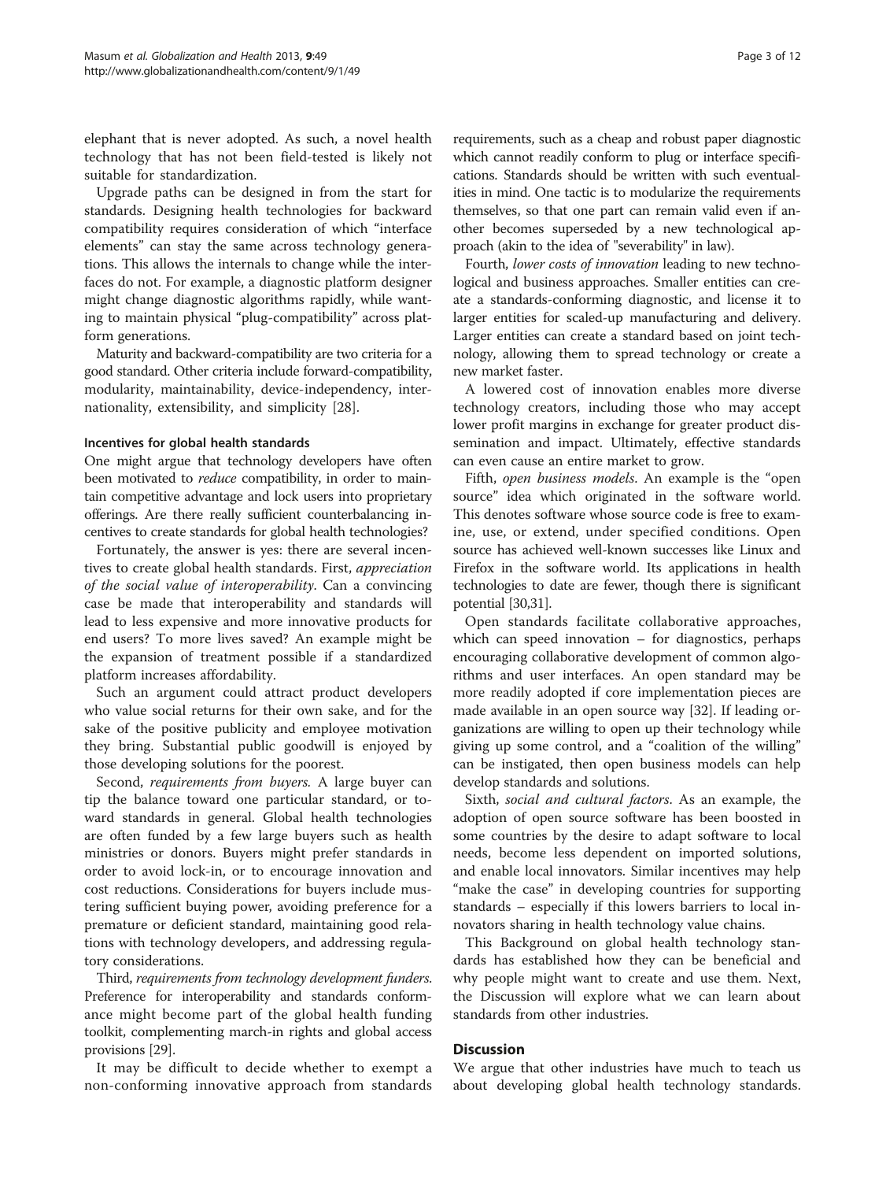elephant that is never adopted. As such, a novel health technology that has not been field-tested is likely not suitable for standardization.

Upgrade paths can be designed in from the start for standards. Designing health technologies for backward compatibility requires consideration of which "interface elements" can stay the same across technology generations. This allows the internals to change while the interfaces do not. For example, a diagnostic platform designer might change diagnostic algorithms rapidly, while wanting to maintain physical "plug-compatibility" across platform generations.

Maturity and backward-compatibility are two criteria for a good standard. Other criteria include forward-compatibility, modularity, maintainability, device-independency, internationality, extensibility, and simplicity [28].

### Incentives for global health standards

One might argue that technology developers have often been motivated to *reduce* compatibility, in order to maintain competitive advantage and lock users into proprietary offerings. Are there really sufficient counterbalancing incentives to create standards for global health technologies?

Fortunately, the answer is yes: there are several incentives to create global health standards. First, *appreciation of the social value of interoperability*. Can a convincing case be made that interoperability and standards will lead to less expensive and more innovative products for end users? To more lives saved? An example might be the expansion of treatment possible if a standardized platform increases affordability.

Such an argument could attract product developers who value social returns for their own sake, and for the sake of the positive publicity and employee motivation they bring. Substantial public goodwill is enjoyed by those developing solutions for the poorest.

Second, *requirements from buyers*. A large buyer can tip the balance toward one particular standard, or toward standards in general. Global health technologies are often funded by a few large buyers such as health ministries or donors. Buyers might prefer standards in order to avoid lock-in, or to encourage innovation and cost reductions. Considerations for buyers include mustering sufficient buying power, avoiding preference for a premature or deficient standard, maintaining good relations with technology developers, and addressing regulatory considerations.

Third, *requirements from technology development funders*. Preference for interoperability and standards conformance might become part of the global health funding toolkit, complementing march-in rights and global access provisions [29].

It may be difficult to decide whether to exempt a non-conforming innovative approach from standards requirements, such as a cheap and robust paper diagnostic which cannot readily conform to plug or interface specifications. Standards should be written with such eventualities in mind. One tactic is to modularize the requirements themselves, so that one part can remain valid even if another becomes superseded by a new technological approach (akin to the idea of "severability" in law).

Fourth, *lower costs of innovation* leading to new technological and business approaches. Smaller entities can create a standards-conforming diagnostic, and license it to larger entities for scaled-up manufacturing and delivery. Larger entities can create a standard based on joint technology, allowing them to spread technology or create a new market faster.

A lowered cost of innovation enables more diverse technology creators, including those who may accept lower profit margins in exchange for greater product dissemination and impact. Ultimately, effective standards can even cause an entire market to grow.

Fifth, *open business models*. An example is the "open source" idea which originated in the software world. This denotes software whose source code is free to examine, use, or extend, under specified conditions. Open source has achieved well-known successes like Linux and Firefox in the software world. Its applications in health technologies to date are fewer, though there is significant potential [30,31].

Open standards facilitate collaborative approaches, which can speed innovation – for diagnostics, perhaps encouraging collaborative development of common algorithms and user interfaces. An open standard may be more readily adopted if core implementation pieces are made available in an open source way [32]. If leading organizations are willing to open up their technology while giving up some control, and a "coalition of the willing" can be instigated, then open business models can help develop standards and solutions.

Sixth, *social and cultural factors*. As an example, the adoption of open source software has been boosted in some countries by the desire to adapt software to local needs, become less dependent on imported solutions, and enable local innovators. Similar incentives may help "make the case" in developing countries for supporting standards – especially if this lowers barriers to local innovators sharing in health technology value chains.

This Background on global health technology standards has established how they can be beneficial and why people might want to create and use them. Next, the Discussion will explore what we can learn about standards from other industries.

## Discussion

We argue that other industries have much to teach us about developing global health technology standards.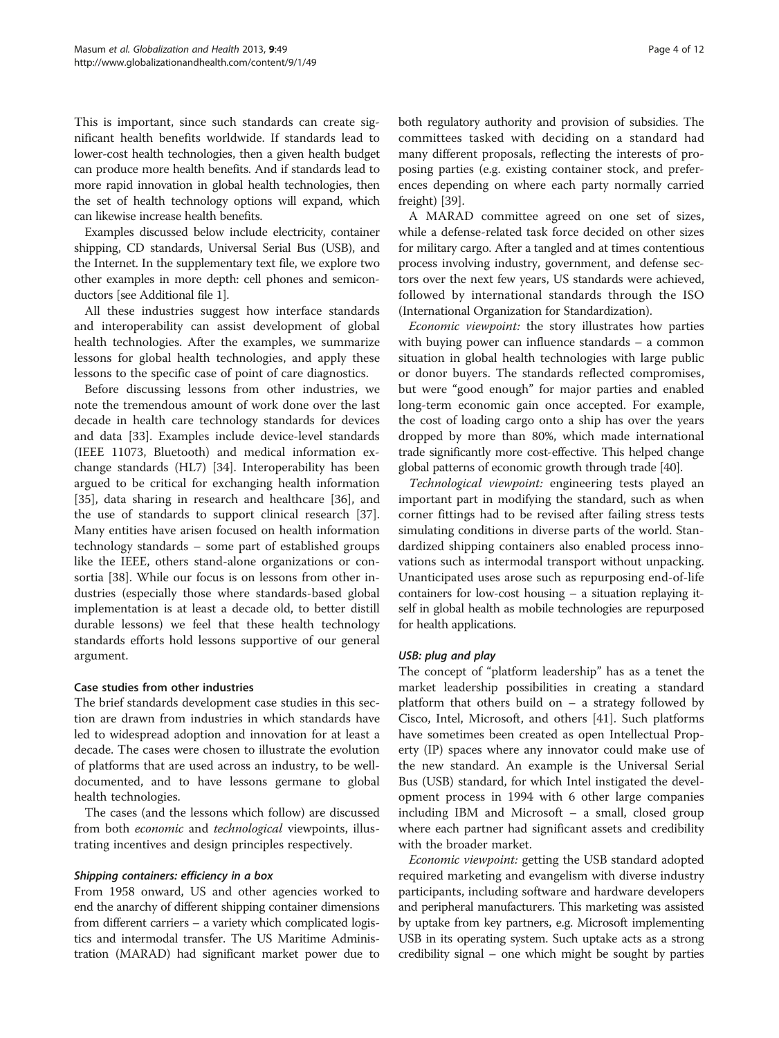This is important, since such standards can create significant health benefits worldwide. If standards lead to lower-cost health technologies, then a given health budget can produce more health benefits. And if standards lead to more rapid innovation in global health technologies, then the set of health technology options will expand, which can likewise increase health benefits.

Examples discussed below include electricity, container shipping, CD standards, Universal Serial Bus (USB), and the Internet. In the supplementary text file, we explore two other examples in more depth: cell phones and semiconductors [see Additional file 1].

All these industries suggest how interface standards and interoperability can assist development of global health technologies. After the examples, we summarize lessons for global health technologies, and apply these lessons to the specific case of point of care diagnostics.

Before discussing lessons from other industries, we note the tremendous amount of work done over the last decade in health care technology standards for devices and data [33]. Examples include device-level standards (IEEE 11073, Bluetooth) and medical information exchange standards (HL7) [34]. Interoperability has been argued to be critical for exchanging health information [35], data sharing in research and healthcare [36], and the use of standards to support clinical research [37]. Many entities have arisen focused on health information technology standards – some part of established groups like the IEEE, others stand-alone organizations or consortia [38]. While our focus is on lessons from other industries (especially those where standards-based global implementation is at least a decade old, to better distill durable lessons) we feel that these health technology standards efforts hold lessons supportive of our general argument.

### Case studies from other industries

The brief standards development case studies in this section are drawn from industries in which standards have led to widespread adoption and innovation for at least a decade. The cases were chosen to illustrate the evolution of platforms that are used across an industry, to be well-documented, and to have lessons germane to global health technologies.

The cases (and the lessons which follow) are discussed from both *economic* and *technological* viewpoints, illustrating incentives and design principles respectively.

#### *Shipping containers: efficiency in a box*

From 1958 onward, US and other agencies worked to end the anarchy of different shipping container dimensions from different carriers – a variety which complicated logistics and intermodal transfer. The US Maritime Administration (MARAD) had significant market power due to both regulatory authority and provision of subsidies. The committees tasked with deciding on a standard had many different proposals, reflecting the interests of proposing parties (e.g. existing container stock, and preferences depending on where each party normally carried freight) [39].

A MARAD committee agreed on one set of sizes, while a defense-related task force decided on other sizes for military cargo. After a tangled and at times contentious process involving industry, government, and defense sectors over the next few years, US standards were achieved, followed by international standards through the ISO (International Organization for Standardization).

*Economic viewpoint:* the story illustrates how parties with buying power can influence standards – a common situation in global health technologies with large public or donor buyers. The standards reflected compromises, but were "good enough" for major parties and enabled long-term economic gain once accepted. For example, the cost of loading cargo onto a ship has over the years dropped by more than 80%, which made international trade significantly more cost-effective. This helped change global patterns of economic growth through trade [40].

*Technological viewpoint:* engineering tests played an important part in modifying the standard, such as when corner fittings had to be revised after failing stress tests simulating conditions in diverse parts of the world. Standardized shipping containers also enabled process innovations such as intermodal transport without unpacking. Unanticipated uses arose such as repurposing end-of-life containers for low-cost housing – a situation replaying itself in global health as mobile technologies are repurposed for health applications.

#### *USB: plug and play*

The concept of "platform leadership" has as a tenet the market leadership possibilities in creating a standard platform that others build on – a strategy followed by Cisco, Intel, Microsoft, and others [41]. Such platforms have sometimes been created as open Intellectual Property (IP) spaces where any innovator could make use of the new standard. An example is the Universal Serial Bus (USB) standard, for which Intel instigated the development process in 1994 with 6 other large companies including IBM and Microsoft – a small, closed group where each partner had significant assets and credibility with the broader market.

*Economic viewpoint:* getting the USB standard adopted required marketing and evangelism with diverse industry participants, including software and hardware developers and peripheral manufacturers. This marketing was assisted by uptake from key partners, e.g. Microsoft implementing USB in its operating system. Such uptake acts as a strong credibility signal – one which might be sought by parties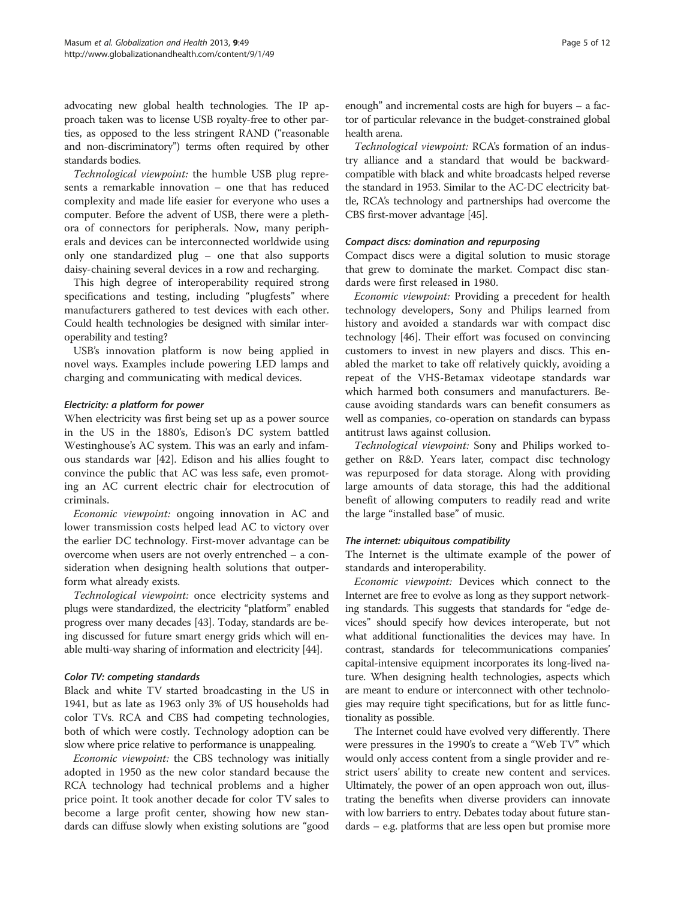advocating new global health technologies. The IP approach taken was to license USB royalty-free to other parties, as opposed to the less stringent RAND ("reasonable and non-discriminatory") terms often required by other standards bodies.

*Technological viewpoint:* the humble USB plug represents a remarkable innovation – one that has reduced complexity and made life easier for everyone who uses a computer. Before the advent of USB, there were a plethora of connectors for peripherals. Now, many peripherals and devices can be interconnected worldwide using only one standardized plug – one that also supports daisy-chaining several devices in a row and recharging.

This high degree of interoperability required strong specifications and testing, including "plugfests" where manufacturers gathered to test devices with each other. Could health technologies be designed with similar interoperability and testing?

USB's innovation platform is now being applied in novel ways. Examples include powering LED lamps and charging and communicating with medical devices.

#### *Electricity: a platform for power*

When electricity was first being set up as a power source in the US in the 1880's, Edison's DC system battled Westinghouse's AC system. This was an early and infamous standards war [42]. Edison and his allies fought to convince the public that AC was less safe, even promoting an AC current electric chair for electrocution of criminals.

*Economic viewpoint:* ongoing innovation in AC and lower transmission costs helped lead AC to victory over the earlier DC technology. First-mover advantage can be overcome when users are not overly entrenched – a consideration when designing health solutions that outperform what already exists.

*Technological viewpoint:* once electricity systems and plugs were standardized, the electricity "platform" enabled progress over many decades [43]. Today, standards are being discussed for future smart energy grids which will enable multi-way sharing of information and electricity [44].

#### *Color TV: competing standards*

Black and white TV started broadcasting in the US in 1941, but as late as 1963 only 3% of US households had color TVs. RCA and CBS had competing technologies, both of which were costly. Technology adoption can be slow where price relative to performance is unappealing.

*Economic viewpoint:* the CBS technology was initially adopted in 1950 as the new color standard because the RCA technology had technical problems and a higher price point. It took another decade for color TV sales to become a large profit center, showing how new standards can diffuse slowly when existing solutions are "good enough" and incremental costs are high for buyers – a factor of particular relevance in the budget-constrained global health arena.

*Technological viewpoint:* RCA's formation of an industry alliance and a standard that would be backward-compatible with black and white broadcasts helped reverse the standard in 1953. Similar to the AC-DC electricity battle, RCA's technology and partnerships had overcome the CBS first-mover advantage [45].

#### *Compact discs: domination and repurposing*

Compact discs were a digital solution to music storage that grew to dominate the market. Compact disc standards were first released in 1980.

*Economic viewpoint:* Providing a precedent for health technology developers, Sony and Philips learned from history and avoided a standards war with compact disc technology [46]. Their effort was focused on convincing customers to invest in new players and discs. This enabled the market to take off relatively quickly, avoiding a repeat of the VHS-Betamax videotape standards war which harmed both consumers and manufacturers. Because avoiding standards wars can benefit consumers as well as companies, co-operation on standards can bypass antitrust laws against collusion.

*Technological viewpoint:* Sony and Philips worked together on R&D. Years later, compact disc technology was repurposed for data storage. Along with providing large amounts of data storage, this had the additional benefit of allowing computers to readily read and write the large "installed base" of music.

#### *The internet: ubiquitous compatibility*

The Internet is the ultimate example of the power of standards and interoperability.

*Economic viewpoint:* Devices which connect to the Internet are free to evolve as long as they support networking standards. This suggests that standards for "edge devices" should specify how devices interoperate, but not what additional functionalities the devices may have. In contrast, standards for telecommunications companies' capital-intensive equipment incorporates its long-lived nature. When designing health technologies, aspects which are meant to endure or interconnect with other technologies may require tight specifications, but for as little functionality as possible.

The Internet could have evolved very differently. There were pressures in the 1990's to create a "Web TV" which would only access content from a single provider and restrict users' ability to create new content and services. Ultimately, the power of an open approach won out, illustrating the benefits when diverse providers can innovate with low barriers to entry. Debates today about future standards – e.g. platforms that are less open but promise more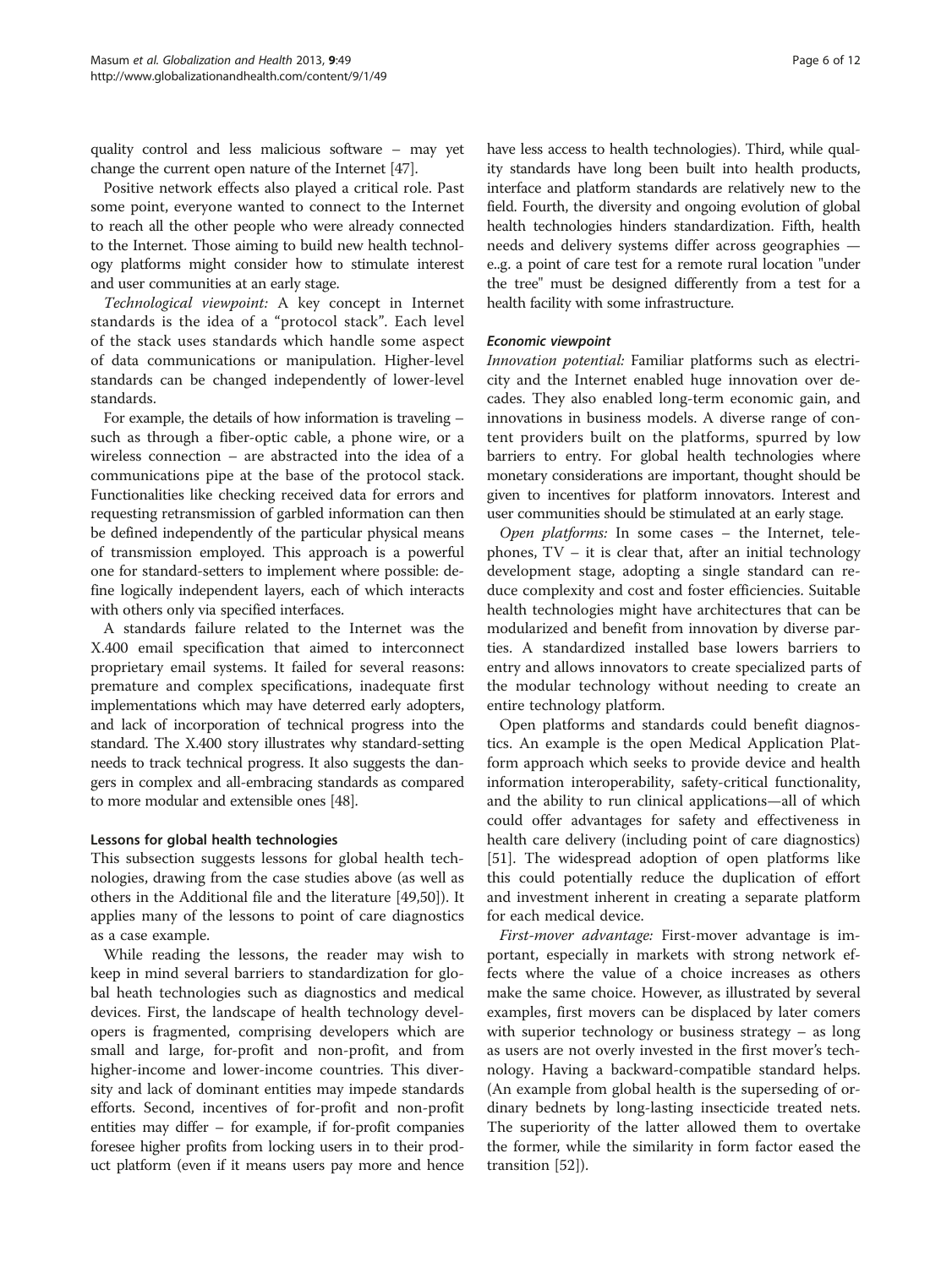quality control and less malicious software – may yet change the current open nature of the Internet [47].

Positive network effects also played a critical role. Past some point, everyone wanted to connect to the Internet to reach all the other people who were already connected to the Internet. Those aiming to build new health technology platforms might consider how to stimulate interest and user communities at an early stage.

*Technological viewpoint:* A key concept in Internet standards is the idea of a "protocol stack". Each level of the stack uses standards which handle some aspect of data communications or manipulation. Higher-level standards can be changed independently of lower-level standards.

For example, the details of how information is traveling – such as through a fiber-optic cable, a phone wire, or a wireless connection – are abstracted into the idea of a communications pipe at the base of the protocol stack. Functionalities like checking received data for errors and requesting retransmission of garbled information can then be defined independently of the particular physical means of transmission employed. This approach is a powerful one for standard-setters to implement where possible: define logically independent layers, each of which interacts with others only via specified interfaces.

A standards failure related to the Internet was the X.400 email specification that aimed to interconnect proprietary email systems. It failed for several reasons: premature and complex specifications, inadequate first implementations which may have deterred early adopters, and lack of incorporation of technical progress into the standard. The X.400 story illustrates why standard-setting needs to track technical progress. It also suggests the dangers in complex and all-embracing standards as compared to more modular and extensible ones [48].

### Lessons for global health technologies

This subsection suggests lessons for global health technologies, drawing from the case studies above (as well as others in the Additional file and the literature [49,50]). It applies many of the lessons to point of care diagnostics as a case example.

While reading the lessons, the reader may wish to keep in mind several barriers to standardization for global heath technologies such as diagnostics and medical devices. First, the landscape of health technology developers is fragmented, comprising developers which are small and large, for-profit and non-profit, and from higher-income and lower-income countries. This diversity and lack of dominant entities may impede standards efforts. Second, incentives of for-profit and non-profit entities may differ – for example, if for-profit companies foresee higher profits from locking users in to their product platform (even if it means users pay more and hence have less access to health technologies). Third, while quality standards have long been built into health products, interface and platform standards are relatively new to the field. Fourth, the diversity and ongoing evolution of global health technologies hinders standardization. Fifth, health needs and delivery systems differ across geographies — e..g. a point of care test for a remote rural location "under the tree" must be designed differently from a test for a health facility with some infrastructure.

#### *Economic viewpoint*

*Innovation potential:* Familiar platforms such as electricity and the Internet enabled huge innovation over decades. They also enabled long-term economic gain, and innovations in business models. A diverse range of content providers built on the platforms, spurred by low barriers to entry. For global health technologies where monetary considerations are important, thought should be given to incentives for platform innovators. Interest and user communities should be stimulated at an early stage.

*Open platforms:* In some cases – the Internet, telephones, TV – it is clear that, after an initial technology development stage, adopting a single standard can reduce complexity and cost and foster efficiencies. Suitable health technologies might have architectures that can be modularized and benefit from innovation by diverse parties. A standardized installed base lowers barriers to entry and allows innovators to create specialized parts of the modular technology without needing to create an entire technology platform.

Open platforms and standards could benefit diagnostics. An example is the open Medical Application Platform approach which seeks to provide device and health information interoperability, safety-critical functionality, and the ability to run clinical applications—all of which could offer advantages for safety and effectiveness in health care delivery (including point of care diagnostics) [51]. The widespread adoption of open platforms like this could potentially reduce the duplication of effort and investment inherent in creating a separate platform for each medical device.

*First-mover advantage:* First-mover advantage is important, especially in markets with strong network effects where the value of a choice increases as others make the same choice. However, as illustrated by several examples, first movers can be displaced by later comers with superior technology or business strategy – as long as users are not overly invested in the first mover's technology. Having a backward-compatible standard helps. (An example from global health is the superseding of ordinary bednets by long-lasting insecticide treated nets. The superiority of the latter allowed them to overtake the former, while the similarity in form factor eased the transition [52]).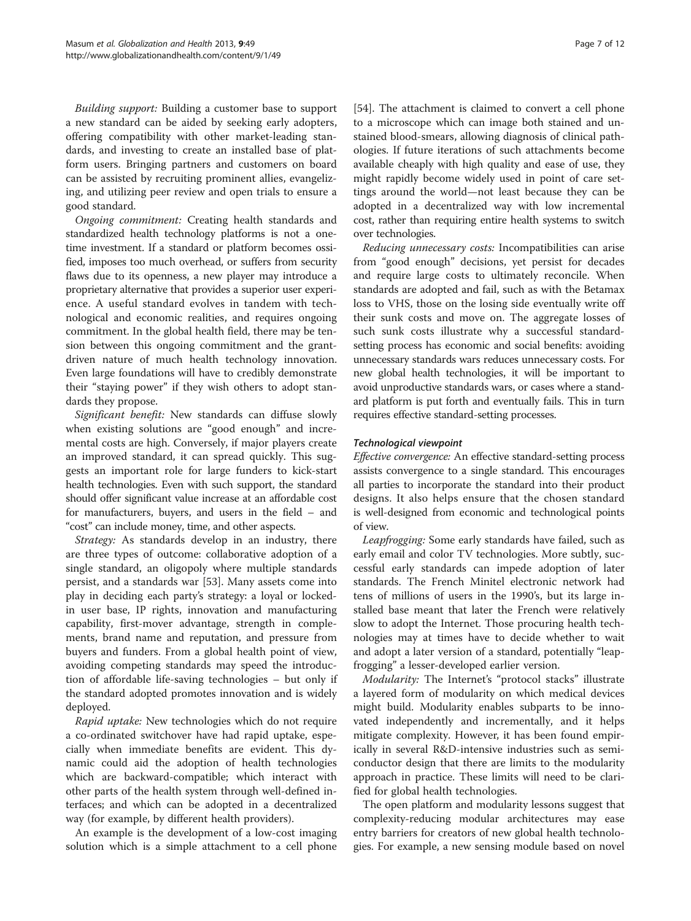*Building support:* Building a customer base to support a new standard can be aided by seeking early adopters, offering compatibility with other market-leading standards, and investing to create an installed base of platform users. Bringing partners and customers on board can be assisted by recruiting prominent allies, evangelizing, and utilizing peer review and open trials to ensure a good standard.

*Ongoing commitment:* Creating health standards and standardized health technology platforms is not a one-time investment. If a standard or platform becomes ossified, imposes too much overhead, or suffers from security flaws due to its openness, a new player may introduce a proprietary alternative that provides a superior user experience. A useful standard evolves in tandem with technological and economic realities, and requires ongoing commitment. In the global health field, there may be tension between this ongoing commitment and the grant-driven nature of much health technology innovation. Even large foundations will have to credibly demonstrate their "staying power" if they wish others to adopt standards they propose.

*Significant benefit:* New standards can diffuse slowly when existing solutions are "good enough" and incremental costs are high. Conversely, if major players create an improved standard, it can spread quickly. This suggests an important role for large funders to kick-start health technologies. Even with such support, the standard should offer significant value increase at an affordable cost for manufacturers, buyers, and users in the field – and "cost" can include money, time, and other aspects.

*Strategy:* As standards develop in an industry, there are three types of outcome: collaborative adoption of a single standard, an oligopoly where multiple standards persist, and a standards war [53]. Many assets come into play in deciding each party's strategy: a loyal or locked-in user base, IP rights, innovation and manufacturing capability, first-mover advantage, strength in complements, brand name and reputation, and pressure from buyers and funders. From a global health point of view, avoiding competing standards may speed the introduction of affordable life-saving technologies – but only if the standard adopted promotes innovation and is widely deployed.

*Rapid uptake:* New technologies which do not require a co-ordinated switchover have had rapid uptake, especially when immediate benefits are evident. This dynamic could aid the adoption of health technologies which are backward-compatible; which interact with other parts of the health system through well-defined interfaces; and which can be adopted in a decentralized way (for example, by different health providers).

An example is the development of a low-cost imaging solution which is a simple attachment to a cell phone [54]. The attachment is claimed to convert a cell phone to a microscope which can image both stained and unstained blood-smears, allowing diagnosis of clinical pathologies. If future iterations of such attachments become available cheaply with high quality and ease of use, they might rapidly become widely used in point of care settings around the world—not least because they can be adopted in a decentralized way with low incremental cost, rather than requiring entire health systems to switch over technologies.

*Reducing unnecessary costs:* Incompatibilities can arise from "good enough" decisions, yet persist for decades and require large costs to ultimately reconcile. When standards are adopted and fail, such as with the Betamax loss to VHS, those on the losing side eventually write off their sunk costs and move on. The aggregate losses of such sunk costs illustrate why a successful standard-setting process has economic and social benefits: avoiding unnecessary standards wars reduces unnecessary costs. For new global health technologies, it will be important to avoid unproductive standards wars, or cases where a standard platform is put forth and eventually fails. This in turn requires effective standard-setting processes.

#### Technological viewpoint

*Effective convergence:* An effective standard-setting process assists convergence to a single standard. This encourages all parties to incorporate the standard into their product designs. It also helps ensure that the chosen standard is well-designed from economic and technological points of view.

*Leapfrogging:* Some early standards have failed, such as early email and color TV technologies. More subtly, successful early standards can impede adoption of later standards. The French Minitel electronic network had tens of millions of users in the 1990's, but its large installed base meant that later the French were relatively slow to adopt the Internet. Those procuring health technologies may at times have to decide whether to wait and adopt a later version of a standard, potentially "leapfrogging" a lesser-developed earlier version.

*Modularity:* The Internet's "protocol stacks" illustrate a layered form of modularity on which medical devices might build. Modularity enables subparts to be innovated independently and incrementally, and it helps mitigate complexity. However, it has been found empirically in several R&D-intensive industries such as semiconductor design that there are limits to the modularity approach in practice. These limits will need to be clarified for global health technologies.

The open platform and modularity lessons suggest that complexity-reducing modular architectures may ease entry barriers for creators of new global health technologies. For example, a new sensing module based on novel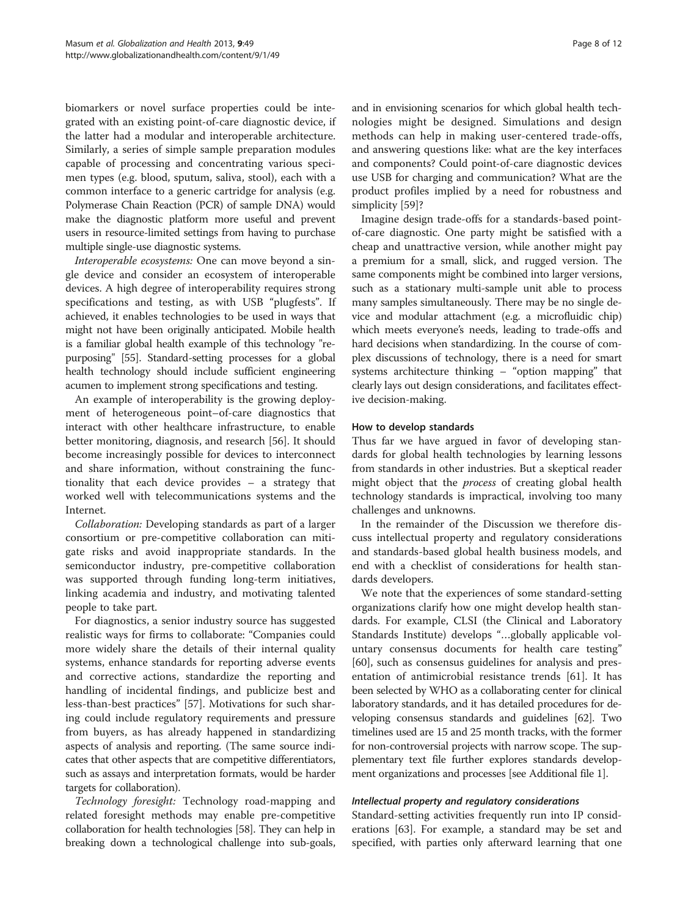biomarkers or novel surface properties could be integrated with an existing point-of-care diagnostic device, if the latter had a modular and interoperable architecture. Similarly, a series of simple sample preparation modules capable of processing and concentrating various specimen types (e.g. blood, sputum, saliva, stool), each with a common interface to a generic cartridge for analysis (e.g. Polymerase Chain Reaction (PCR) of sample DNA) would make the diagnostic platform more useful and prevent users in resource-limited settings from having to purchase multiple single-use diagnostic systems.

*Interoperable ecosystems:* One can move beyond a single device and consider an ecosystem of interoperable devices. A high degree of interoperability requires strong specifications and testing, as with USB "plugfests". If achieved, it enables technologies to be used in ways that might not have been originally anticipated. Mobile health is a familiar global health example of this technology "repurposing" [55]. Standard-setting processes for a global health technology should include sufficient engineering acumen to implement strong specifications and testing.

An example of interoperability is the growing deployment of heterogeneous point–of-care diagnostics that interact with other healthcare infrastructure, to enable better monitoring, diagnosis, and research [56]. It should become increasingly possible for devices to interconnect and share information, without constraining the functionality that each device provides – a strategy that worked well with telecommunications systems and the Internet.

*Collaboration:* Developing standards as part of a larger consortium or pre-competitive collaboration can mitigate risks and avoid inappropriate standards. In the semiconductor industry, pre-competitive collaboration was supported through funding long-term initiatives, linking academia and industry, and motivating talented people to take part.

For diagnostics, a senior industry source has suggested realistic ways for firms to collaborate: "Companies could more widely share the details of their internal quality systems, enhance standards for reporting adverse events and corrective actions, standardize the reporting and handling of incidental findings, and publicize best and less-than-best practices" [57]. Motivations for such sharing could include regulatory requirements and pressure from buyers, as has already happened in standardizing aspects of analysis and reporting. (The same source indicates that other aspects that are competitive differentiators, such as assays and interpretation formats, would be harder targets for collaboration).

*Technology foresight:* Technology road-mapping and related foresight methods may enable pre-competitive collaboration for health technologies [58]. They can help in breaking down a technological challenge into sub-goals, and in envisioning scenarios for which global health technologies might be designed. Simulations and design methods can help in making user-centered trade-offs, and answering questions like: what are the key interfaces and components? Could point-of-care diagnostic devices use USB for charging and communication? What are the product profiles implied by a need for robustness and simplicity [59]?

Imagine design trade-offs for a standards-based point-of-care diagnostic. One party might be satisfied with a cheap and unattractive version, while another might pay a premium for a small, slick, and rugged version. The same components might be combined into larger versions, such as a stationary multi-sample unit able to process many samples simultaneously. There may be no single device and modular attachment (e.g. a microfluidic chip) which meets everyone's needs, leading to trade-offs and hard decisions when standardizing. In the course of complex discussions of technology, there is a need for smart systems architecture thinking – "option mapping" that clearly lays out design considerations, and facilitates effective decision-making.

## How to develop standards

Thus far we have argued in favor of developing standards for global health technologies by learning lessons from standards in other industries. But a skeptical reader might object that the *process* of creating global health technology standards is impractical, involving too many challenges and unknowns.

In the remainder of the Discussion we therefore discuss intellectual property and regulatory considerations and standards-based global health business models, and end with a checklist of considerations for health standards developers.

We note that the experiences of some standard-setting organizations clarify how one might develop health standards. For example, CLSI (the Clinical and Laboratory Standards Institute) develops "…globally applicable voluntary consensus documents for health care testing" [60], such as consensus guidelines for analysis and presentation of antimicrobial resistance trends [61]. It has been selected by WHO as a collaborating center for clinical laboratory standards, and it has detailed procedures for developing consensus standards and guidelines [62]. Two timelines used are 15 and 25 month tracks, with the former for non-controversial projects with narrow scope. The supplementary text file further explores standards development organizations and processes [see Additional file 1].

### *Intellectual property and regulatory considerations*

Standard-setting activities frequently run into IP considerations [63]. For example, a standard may be set and specified, with parties only afterward learning that one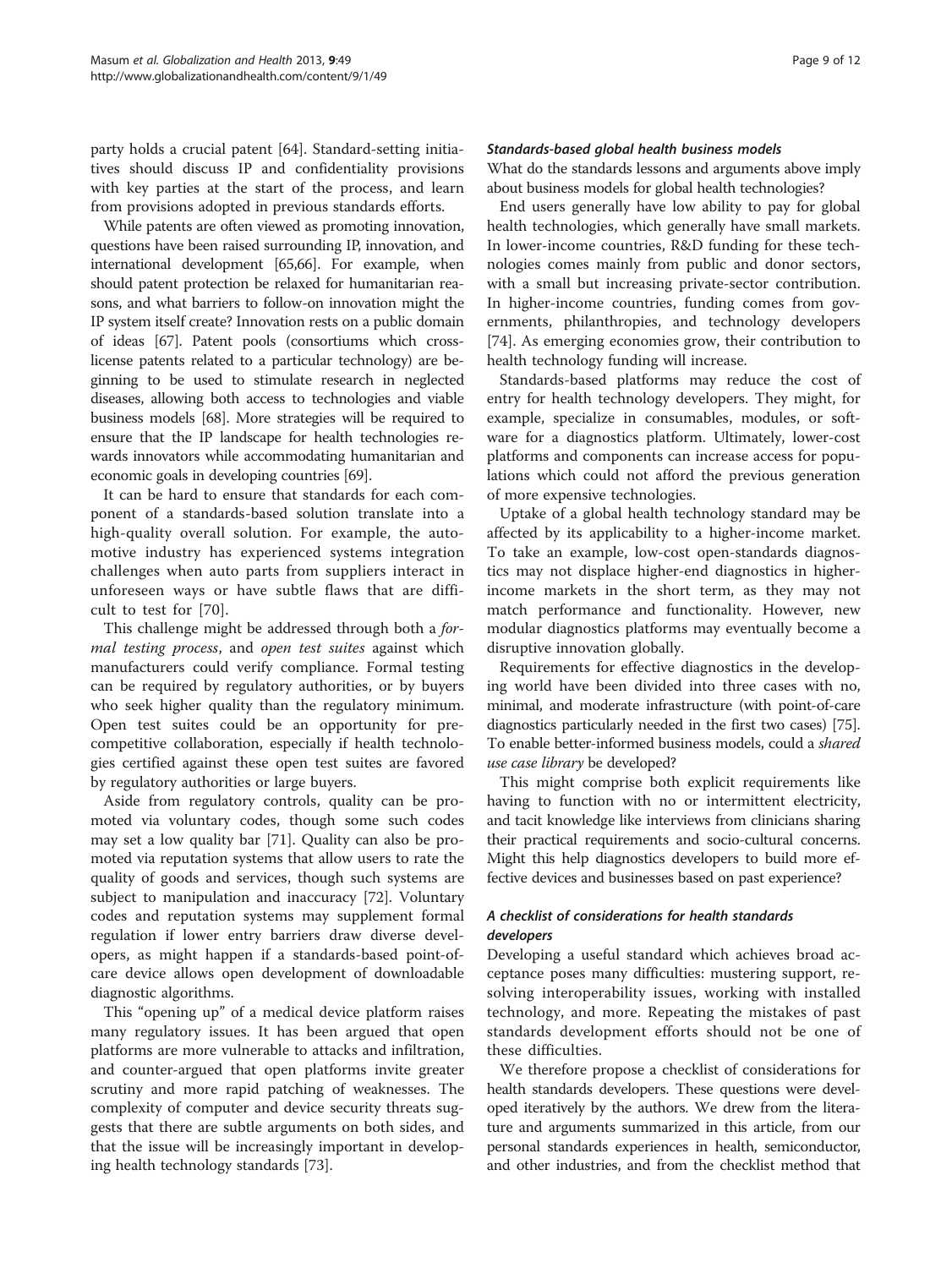party holds a crucial patent [64]. Standard-setting initiatives should discuss IP and confidentiality provisions with key parties at the start of the process, and learn from provisions adopted in previous standards efforts.

While patents are often viewed as promoting innovation, questions have been raised surrounding IP, innovation, and international development [65,66]. For example, when should patent protection be relaxed for humanitarian reasons, and what barriers to follow-on innovation might the IP system itself create? Innovation rests on a public domain of ideas [67]. Patent pools (consortiums which cross-license patents related to a particular technology) are beginning to be used to stimulate research in neglected diseases, allowing both access to technologies and viable business models [68]. More strategies will be required to ensure that the IP landscape for health technologies rewards innovators while accommodating humanitarian and economic goals in developing countries [69].

It can be hard to ensure that standards for each component of a standards-based solution translate into a high-quality overall solution. For example, the automotive industry has experienced systems integration challenges when auto parts from suppliers interact in unforeseen ways or have subtle flaws that are difficult to test for [70].

This challenge might be addressed through both a *formal testing process*, and *open test suites* against which manufacturers could verify compliance. Formal testing can be required by regulatory authorities, or by buyers who seek higher quality than the regulatory minimum. Open test suites could be an opportunity for pre-competitive collaboration, especially if health technologies certified against these open test suites are favored by regulatory authorities or large buyers.

Aside from regulatory controls, quality can be promoted via voluntary codes, though some such codes may set a low quality bar [71]. Quality can also be promoted via reputation systems that allow users to rate the quality of goods and services, though such systems are subject to manipulation and inaccuracy [72]. Voluntary codes and reputation systems may supplement formal regulation if lower entry barriers draw diverse developers, as might happen if a standards-based point-of-care device allows open development of downloadable diagnostic algorithms.

This "opening up" of a medical device platform raises many regulatory issues. It has been argued that open platforms are more vulnerable to attacks and infiltration, and counter-argued that open platforms invite greater scrutiny and more rapid patching of weaknesses. The complexity of computer and device security threats suggests that there are subtle arguments on both sides, and that the issue will be increasingly important in developing health technology standards [73].

### Standards-based global health business models

What do the standards lessons and arguments above imply about business models for global health technologies?

End users generally have low ability to pay for global health technologies, which generally have small markets. In lower-income countries, R&D funding for these technologies comes mainly from public and donor sectors, with a small but increasing private-sector contribution. In higher-income countries, funding comes from governments, philanthropies, and technology developers [74]. As emerging economies grow, their contribution to health technology funding will increase.

Standards-based platforms may reduce the cost of entry for health technology developers. They might, for example, specialize in consumables, modules, or software for a diagnostics platform. Ultimately, lower-cost platforms and components can increase access for populations which could not afford the previous generation of more expensive technologies.

Uptake of a global health technology standard may be affected by its applicability to a higher-income market. To take an example, low-cost open-standards diagnostics may not displace higher-end diagnostics in higher-income markets in the short term, as they may not match performance and functionality. However, new modular diagnostics platforms may eventually become a disruptive innovation globally.

Requirements for effective diagnostics in the developing world have been divided into three cases with no, minimal, and moderate infrastructure (with point-of-care diagnostics particularly needed in the first two cases) [75]. To enable better-informed business models, could a *shared use case library* be developed?

This might comprise both explicit requirements like having to function with no or intermittent electricity, and tacit knowledge like interviews from clinicians sharing their practical requirements and socio-cultural concerns. Might this help diagnostics developers to build more effective devices and businesses based on past experience?

### A checklist of considerations for health standards developers

Developing a useful standard which achieves broad acceptance poses many difficulties: mustering support, resolving interoperability issues, working with installed technology, and more. Repeating the mistakes of past standards development efforts should not be one of these difficulties.

We therefore propose a checklist of considerations for health standards developers. These questions were developed iteratively by the authors. We drew from the literature and arguments summarized in this article, from our personal standards experiences in health, semiconductor, and other industries, and from the checklist method that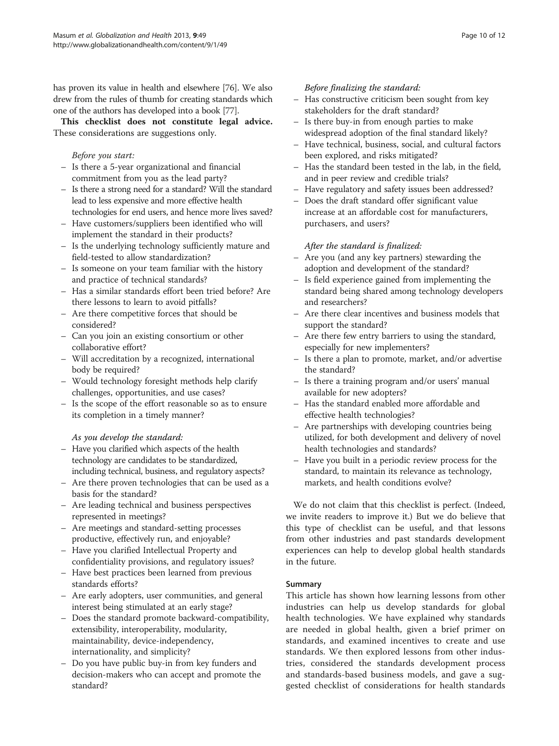has proven its value in health and elsewhere [76]. We also drew from the rules of thumb for creating standards which one of the authors has developed into a book [77].

**This checklist does not constitute legal advice.** These considerations are suggestions only.

*Before you start:*

- Is there a 5-year organizational and financial commitment from you as the lead party?
- Is there a strong need for a standard? Will the standard lead to less expensive and more effective health technologies for end users, and hence more lives saved?
- Have customers/suppliers been identified who will implement the standard in their products?
- Is the underlying technology sufficiently mature and field-tested to allow standardization?
- Is someone on your team familiar with the history and practice of technical standards?
- Has a similar standards effort been tried before? Are there lessons to learn to avoid pitfalls?
- Are there competitive forces that should be considered?
- Can you join an existing consortium or other collaborative effort?
- Will accreditation by a recognized, international body be required?
- Would technology foresight methods help clarify challenges, opportunities, and use cases?
- Is the scope of the effort reasonable so as to ensure its completion in a timely manner?

*As you develop the standard:*

- Have you clarified which aspects of the health technology are candidates to be standardized, including technical, business, and regulatory aspects?
- Are there proven technologies that can be used as a basis for the standard?
- Are leading technical and business perspectives represented in meetings?
- Are meetings and standard-setting processes productive, effectively run, and enjoyable?
- Have you clarified Intellectual Property and confidentiality provisions, and regulatory issues?
- Have best practices been learned from previous standards efforts?
- Are early adopters, user communities, and general interest being stimulated at an early stage?
- Does the standard promote backward-compatibility, extensibility, interoperability, modularity, maintainability, device-independency, internationality, and simplicity?
- Do you have public buy-in from key funders and decision-makers who can accept and promote the standard?

*Before finalizing the standard:*

- Has constructive criticism been sought from key stakeholders for the draft standard?
- Is there buy-in from enough parties to make widespread adoption of the final standard likely?
- Have technical, business, social, and cultural factors been explored, and risks mitigated?
- Has the standard been tested in the lab, in the field, and in peer review and credible trials?
- Have regulatory and safety issues been addressed?
- Does the draft standard offer significant value increase at an affordable cost for manufacturers, purchasers, and users?

*After the standard is finalized:*

- Are you (and any key partners) stewarding the adoption and development of the standard?
- Is field experience gained from implementing the standard being shared among technology developers and researchers?
- Are there clear incentives and business models that support the standard?
- Are there few entry barriers to using the standard, especially for new implementers?
- Is there a plan to promote, market, and/or advertise the standard?
- Is there a training program and/or users' manual available for new adopters?
- Has the standard enabled more affordable and effective health technologies?
- Are partnerships with developing countries being utilized, for both development and delivery of novel health technologies and standards?
- Have you built in a periodic review process for the standard, to maintain its relevance as technology, markets, and health conditions evolve?

We do not claim that this checklist is perfect. (Indeed, we invite readers to improve it.) But we do believe that this type of checklist can be useful, and that lessons from other industries and past standards development experiences can help to develop global health standards in the future.

## Summary

This article has shown how learning lessons from other industries can help us develop standards for global health technologies. We have explained why standards are needed in global health, given a brief primer on standards, and examined incentives to create and use standards. We then explored lessons from other industries, considered the standards development process and standards-based business models, and gave a suggested checklist of considerations for health standards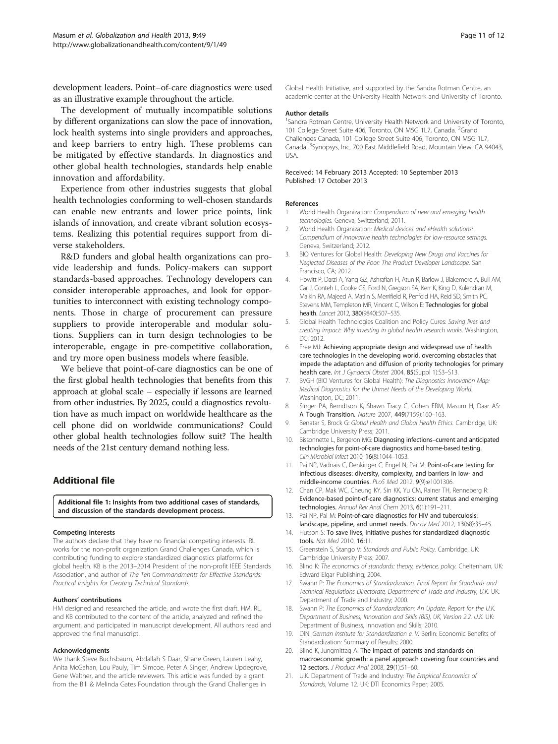development leaders. Point–of-care diagnostics were used as an illustrative example throughout the article.

The development of mutually incompatible solutions by different organizations can slow the pace of innovation, lock health systems into single providers and approaches, and keep barriers to entry high. These problems can be mitigated by effective standards. In diagnostics and other global health technologies, standards help enable innovation and affordability.

Experience from other industries suggests that global health technologies conforming to well-chosen standards can enable new entrants and lower price points, link islands of innovation, and create vibrant solution ecosystems. Realizing this potential requires support from diverse stakeholders.

R&D funders and global health organizations can provide leadership and funds. Policy-makers can support standards-based approaches. Technology developers can consider interoperable approaches, and look for opportunities to interconnect with existing technology components. Those in charge of procurement can pressure suppliers to provide interoperable and modular solutions. Suppliers can in turn design technologies to be interoperable, engage in pre-competitive collaboration, and try more open business models where feasible.

We believe that point-of-care diagnostics can be one of the first global health technologies that benefits from this approach at global scale – especially if lessons are learned from other industries. By 2025, could a diagnostics revolution have as much impact on worldwide healthcare as the cell phone did on worldwide communications? Could other global health technologies follow suit? The health needs of the 21st century demand nothing less.

## Additional file

**Additional file 1: Insights from two additional cases of standards, and discussion of the standards development process.**

#### Competing interests

The authors declare that they have no financial competing interests. RL works for the non-profit organization Grand Challenges Canada, which is contributing funding to explore standardized diagnostics platforms for global health. KB is the 2013–2014 President of the non-profit IEEE Standards Association, and author of *The Ten Commandments for Effective Standards: Practical Insights for Creating Technical Standards*.

#### Authors' contributions

HM designed and researched the article, and wrote the first draft. HM, RL, and KB contributed to the content of the article, analyzed and refined the argument, and participated in manuscript development. All authors read and approved the final manuscript.

#### Acknowledgments

We thank Steve Buchsbaum, Abdallah S Daar, Shane Green, Lauren Leahy, Anita McGahan, Lou Pauly, Tim Simcoe, Peter A Singer, Andrew Updegrove, Gene Walther, and the article reviewers. This article was funded by a grant from the Bill & Melinda Gates Foundation through the Grand Challenges in Global Health Initiative, and supported by the Sandra Rotman Centre, an academic center at the University Health Network and University of Toronto.

#### Author details

[1]Sandra Rotman Centre, University Health Network and University of Toronto, 101 College Street Suite 406, Toronto, ON M5G 1L7, Canada. [2]Grand Challenges Canada, 101 College Street Suite 406, Toronto, ON M5G 1L7, Canada. [3]Synopsys, Inc, 700 East Middlefield Road, Mountain View, CA 94043, USA.

Received: 14 February 2013 Accepted: 10 September 2013
Published: 17 October 2013

#### References

1. World Health Organization: *Compendium of new and emerging health technologies.* Geneva, Switzerland; 2011.
2. World Health Organization: *Medical devices and eHealth solutions: Compendium of innovative health technologies for low-resource settings.* Geneva, Switzerland; 2012.
3. BIO Ventures for Global Health: *Developing New Drugs and Vaccines for Neglected Diseases of the Poor: The Product Developer Landscape.* San Francisco, CA; 2012.
4. Howitt P, Darzi A, Yang GZ, Ashrafian H, Atun R, Barlow J, Blakemore A, Bull AM, Car J, Conteh L, Cooke GS, Ford N, Gregson SA, Kerr K, King D, Kulendran M, Malkin RA, Majeed A, Matlin S, Merrifield R, Penfold HA, Reid SD, Smith PC, Stevens MM, Templeton MR, Vincent C, Wilson E: **Technologies for global health.** *Lancet* 2012, **380**(9840):507–535.
5. Global Health Technologies Coalition and Policy Cures: *Saving lives and creating impact: Why investing in global health research works.* Washington, DC; 2012.
6. Free MJ: **Achieving appropriate design and widespread use of health care technologies in the developing world. overcoming obstacles that impede the adaptation and diffusion of priority technologies for primary health care.** *Int J Gynaecol Obstet* 2004, **85**(Suppl 1):S3–S13.
7. BVGH (BIO Ventures for Global Health): *The Diagnostics Innovation Map: Medical Diagnostics for the Unmet Needs of the Developing World.* Washington, DC; 2011.
8. Singer PA, Berndtson K, Shawn Tracy C, Cohen ERM, Masum H, Daar AS: **A Tough Transition.** *Nature* 2007, **449**(7159):160–163.
9. Benatar S, Brock G: *Global Health and Global Health Ethics.* Cambridge, UK: Cambridge University Press; 2011.
10. Bissonnette L, Bergeron MG: **Diagnosing infections–current and anticipated technologies for point-of-care diagnostics and home-based testing.** *Clin Microbiol Infect* 2010, **16**(8):1044–1053.
11. Pai NP, Vadnais C, Denkinger C, Engel N, Pai M: **Point-of-care testing for infectious diseases: diversity, complexity, and barriers in low- and middle-income countries.** *PLoS Med* 2012, **9**(9):e1001306.
12. Chan CP, Mak WC, Cheung KY, Sin KK, Yu CM, Rainer TH, Renneberg R: **Evidence-based point-of-care diagnostics: current status and emerging technologies.** *Annual Rev Anal Chem* 2013, **6**(1):191–211.
13. Pai NP, Pai M: **Point-of-care diagnostics for HIV and tuberculosis: landscape, pipeline, and unmet needs.** *Discov Med* 2012, **13**(68):35–45.
14. Hutson S: **To save lives, initiative pushes for standardized diagnostic tools.** *Nat Med* 2010, **16**:11.
15. Greenstein S, Stango V: *Standards and Public Policy.* Cambridge, UK: Cambridge University Press; 2007.
16. Blind K: *The economics of standards: theory, evidence, policy.* Cheltenham, UK: Edward Elgar Publishing; 2004.
17. Swann P: *The Economics of Standardization. Final Report for Standards and Technical Regulations Directorate, Department of Trade and Industry, U.K.* UK: Department of Trade and Industry; 2000.
18. Swann P: *The Economics of Standardization: An Update. Report for the U.K. Department of Business, Innovation and Skills (BIS), UK, Version 2.2. U.K.* UK: Department of Business, Innovation and Skills; 2010.
19. DIN: *German Institute for Standardization e. V.* Berlin: Economic Benefits of Standardization: Summary of Results; 2000.
20. Blind K, Jungmittag A: **The impact of patents and standards on macroeconomic growth: a panel approach covering four countries and 12 sectors.** *J Product Anal* 2008, **29**(1):51–60.
21. U.K. Department of Trade and Industry: *The Empirical Economics of Standards*, Volume 12. UK: DTI Economics Paper; 2005.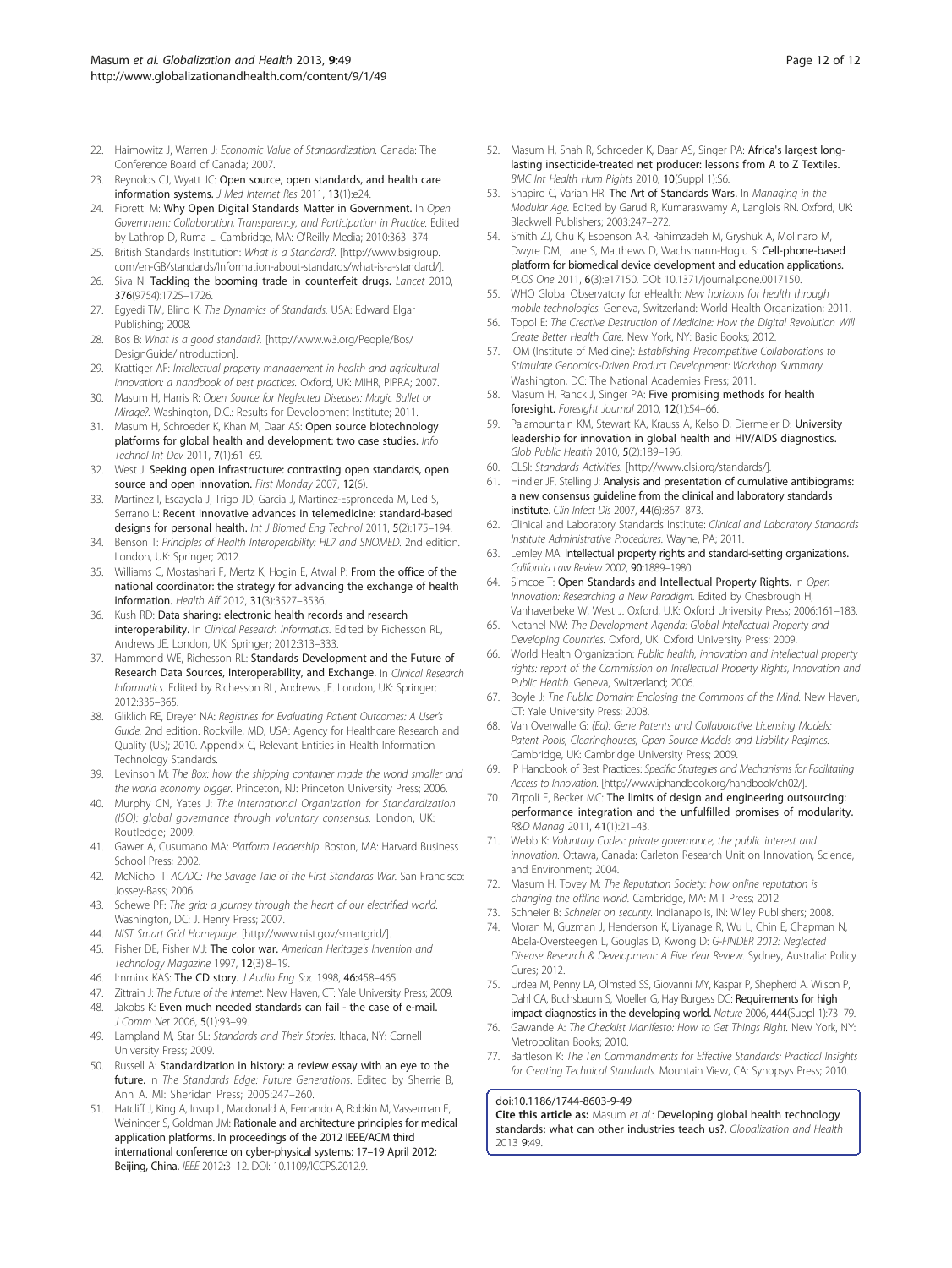22. Haimowitz J, Warren J: *Economic Value of Standardization*. Canada: The Conference Board of Canada; 2007.
23. Reynolds CJ, Wyatt JC: **Open source, open standards, and health care information systems.** *J Med Internet Res* 2011, **13**(1):e24.
24. Fioretti M: **Why Open Digital Standards Matter in Government.** In *Open Government: Collaboration, Transparency, and Participation in Practice*. Edited by Lathrop D, Ruma L. Cambridge, MA: O'Reilly Media; 2010:363–374.
25. British Standards Institution: *What is a Standard?*. [http://www.bsigroup.com/en-GB/standards/Information-about-standards/what-is-a-standard/].
26. Siva N: **Tackling the booming trade in counterfeit drugs.** *Lancet* 2010, **376**(9754):1725–1726.
27. Egyedi TM, Blind K: *The Dynamics of Standards*. USA: Edward Elgar Publishing; 2008.
28. Bos B: *What is a good standard?*. [http://www.w3.org/People/Bos/DesignGuide/introduction].
29. Krattiger AF: *Intellectual property management in health and agricultural innovation: a handbook of best practices*. Oxford, UK: MIHR, PIPRA; 2007.
30. Masum H, Harris R: *Open Source for Neglected Diseases: Magic Bullet or Mirage?*. Washington, D.C.: Results for Development Institute; 2011.
31. Masum H, Schroeder K, Khan M, Daar AS: **Open source biotechnology platforms for global health and development: two case studies.** *Info Technol Int Dev* 2011, **7**(1):61–69.
32. West J: **Seeking open infrastructure: contrasting open standards, open source and open innovation.** *First Monday* 2007, **12**(6).
33. Martinez I, Escayola J, Trigo JD, Garcia J, Martinez-Espronceda M, Led S, Serrano L: **Recent innovative advances in telemedicine: standard-based designs for personal health.** *Int J Biomed Eng Technol* 2011, **5**(2):175–194.
34. Benson T: *Principles of Health Interoperability: HL7 and SNOMED*. 2nd edition. London, UK: Springer; 2012.
35. Williams C, Mostashari F, Mertz K, Hogin E, Atwal P: **From the office of the national coordinator: the strategy for advancing the exchange of health information.** *Health Aff* 2012, **31**(3):3527–3536.
36. Kush RD: **Data sharing: electronic health records and research interoperability.** In *Clinical Research Informatics*. Edited by Richesson RL, Andrews JE. London, UK: Springer; 2012:313–333.
37. Hammond WE, Richesson RL: **Standards Development and the Future of Research Data Sources, Interoperability, and Exchange.** In *Clinical Research Informatics*. Edited by Richesson RL, Andrews JE. London, UK: Springer; 2012:335–365.
38. Gliklich RE, Dreyer NA: *Registries for Evaluating Patient Outcomes: A User's Guide*. 2nd edition. Rockville, MD, USA: Agency for Healthcare Research and Quality (US); 2010. Appendix C, Relevant Entities in Health Information Technology Standards.
39. Levinson M: *The Box: how the shipping container made the world smaller and the world economy bigger*. Princeton, NJ: Princeton University Press; 2006.
40. Murphy CN, Yates J: *The International Organization for Standardization (ISO): global governance through voluntary consensus*. London, UK: Routledge; 2009.
41. Gawer A, Cusumano MA: *Platform Leadership*. Boston, MA: Harvard Business School Press; 2002.
42. McNichol T: *AC/DC: The Savage Tale of the First Standards War*. San Francisco: Jossey-Bass; 2006.
43. Schewe PF: *The grid: a journey through the heart of our electrified world*. Washington, DC: J. Henry Press; 2007.
44. *NIST Smart Grid Homepage*. [http://www.nist.gov/smartgrid/].
45. Fisher DE, Fisher MJ: **The color war.** *American Heritage's Invention and Technology Magazine* 1997, **12**(3):8–19.
46. Immink KAS: **The CD story.** *J Audio Eng Soc* 1998, **46**:458–465.
47. Zittrain J: *The Future of the Internet*. New Haven, CT: Yale University Press; 2009.
48. Jakobs K: **Even much needed standards can fail - the case of e-mail.** *J Comm Net* 2006, **5**(1):93–99.
49. Lampland M, Star SL: *Standards and Their Stories*. Ithaca, NY: Cornell University Press; 2009.
50. Russell A: **Standardization in history: a review essay with an eye to the future.** In *The Standards Edge: Future Generations*. Edited by Sherrie B, Ann A. MI: Sheridan Press; 2005:247–260.
51. Hatcliff J, King A, Insup L, Macdonald A, Fernando A, Robkin M, Vasserman E, Weininger S, Goldman JM: **Rationale and architecture principles for medical application platforms. In proceedings of the 2012 IEEE/ACM third international conference on cyber-physical systems: 17–19 April 2012; Beijing, China.** *IEEE* 2012:3–12. DOI: 10.1109/ICCPS.2012.9.
52. Masum H, Shah R, Schroeder K, Daar AS, Singer PA: **Africa's largest long-lasting insecticide-treated net producer: lessons from A to Z Textiles.** *BMC Int Health Hum Rights* 2010, **10**(Suppl 1):S6.
53. Shapiro C, Varian HR: **The Art of Standards Wars.** In *Managing in the Modular Age*. Edited by Garud R, Kumaraswamy A, Langlois RN. Oxford, UK: Blackwell Publishers; 2003:247–272.
54. Smith ZJ, Chu K, Espenson AR, Rahimzadeh M, Gryshuk A, Molinaro M, Dwyre DM, Lane S, Matthews D, Wachsmann-Hogiu S: **Cell-phone-based platform for biomedical device development and education applications.** *PLOS One* 2011, **6**(3):e17150. DOI: 10.1371/journal.pone.0017150.
55. WHO Global Observatory for eHealth: *New horizons for health through mobile technologies*. Geneva, Switzerland: World Health Organization; 2011.
56. Topol E: *The Creative Destruction of Medicine: How the Digital Revolution Will Create Better Health Care*. New York, NY: Basic Books; 2012.
57. IOM (Institute of Medicine): *Establishing Precompetitive Collaborations to Stimulate Genomics-Driven Product Development: Workshop Summary*. Washington, DC: The National Academies Press; 2011.
58. Masum H, Ranck J, Singer PA: **Five promising methods for health foresight.** *Foresight Journal* 2010, **12**(1):54–66.
59. Palamountain KM, Stewart KA, Krauss A, Kelso D, Diermeier D: **University leadership for innovation in global health and HIV/AIDS diagnostics.** *Glob Public Health* 2010, **5**(2):189–196.
60. CLSI: *Standards Activities*. [http://www.clsi.org/standards/].
61. Hindler JF, Stelling J: **Analysis and presentation of cumulative antibiograms: a new consensus guideline from the clinical and laboratory standards institute.** *Clin Infect Dis* 2007, **44**(6):867–873.
62. Clinical and Laboratory Standards Institute: *Clinical and Laboratory Standards Institute Administrative Procedures*. Wayne, PA; 2011.
63. Lemley MA: **Intellectual property rights and standard-setting organizations.** *California Law Review* 2002, **90**:1889–1980.
64. Simcoe T: **Open Standards and Intellectual Property Rights.** In *Open Innovation: Researching a New Paradigm*. Edited by Chesbrough H, Vanhaverbeke W, West J. Oxford, U.K: Oxford University Press; 2006:161–183.
65. Netanel NW: *The Development Agenda: Global Intellectual Property and Developing Countries*. Oxford, UK: Oxford University Press; 2009.
66. World Health Organization: *Public health, innovation and intellectual property rights: report of the Commission on Intellectual Property Rights, Innovation and Public Health*. Geneva, Switzerland; 2006.
67. Boyle J: *The Public Domain: Enclosing the Commons of the Mind*. New Haven, CT: Yale University Press; 2008.
68. Van Overwalle G: *(Ed): Gene Patents and Collaborative Licensing Models: Patent Pools, Clearinghouses, Open Source Models and Liability Regimes*. Cambridge, UK: Cambridge University Press; 2009.
69. IP Handbook of Best Practices: *Specific Strategies and Mechanisms for Facilitating Access to Innovation*. [http://www.iphandbook.org/handbook/ch02/].
70. Zirpoli F, Becker MC: **The limits of design and engineering outsourcing: performance integration and the unfulfilled promises of modularity.** *R&D Manag* 2011, **41**(1):21–43.
71. Webb K: *Voluntary Codes: private governance, the public interest and innovation*. Ottawa, Canada: Carleton Research Unit on Innovation, Science, and Environment; 2004.
72. Masum H, Tovey M: *The Reputation Society: how online reputation is changing the offline world*. Cambridge, MA: MIT Press; 2012.
73. Schneier B: *Schneier on security*. Indianapolis, IN: Wiley Publishers; 2008.
74. Moran M, Guzman J, Henderson K, Liyanage R, Wu L, Chin E, Chapman N, Abela-Oversteegen L, Gouglas D, Kwong D: *G-FINDER 2012: Neglected Disease Research & Development: A Five Year Review*. Sydney, Australia: Policy Cures; 2012.
75. Urdea M, Penny LA, Olmsted SS, Giovanni MY, Kaspar P, Shepherd A, Wilson P, Dahl CA, Buchsbaum S, Moeller G, Hay Burgess DC: **Requirements for high impact diagnostics in the developing world.** *Nature* 2006, **444**(Suppl 1):73–79.
76. Gawande A: *The Checklist Manifesto: How to Get Things Right*. New York, NY: Metropolitan Books; 2010.
77. Bartleson K: *The Ten Commandments for Effective Standards: Practical Insights for Creating Technical Standards*. Mountain View, CA: Synopsys Press; 2010.

doi:10.1186/1744-8603-9-49

**Cite this article as:** Masum *et al.*: **Developing global health technology standards: what can other industries teach us?.** *Globalization and Health* 2013 **9**:49.